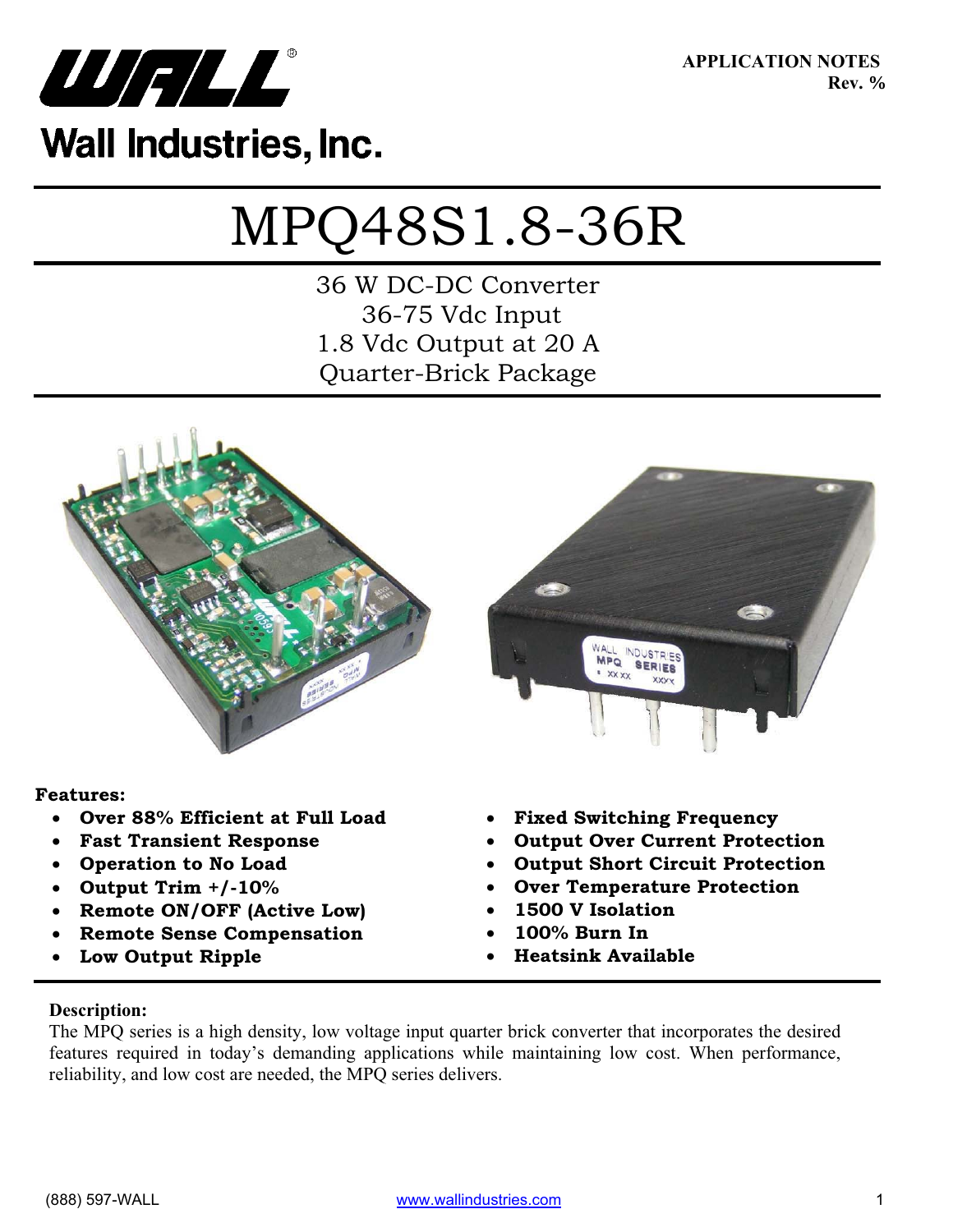**APPLICATION NOTES**
**Rev. %**

Wall Industries, Inc.

# MPQ48S1.8-36R

36 W DC-DC Converter
36-75 Vdc Input
1.8 Vdc Output at 20 A
Quarter-Brick Package

**Features:**

- **Over 88% Efficient at Full Load**
- **Fast Transient Response**
- **Operation to No Load**
- **Output Trim +/-10%**
- **Remote ON/OFF (Active Low)**
- **Remote Sense Compensation**
- **Low Output Ripple**
- **Fixed Switching Frequency**
- **Output Over Current Protection**
- **Output Short Circuit Protection**
- **Over Temperature Protection**
- **1500 V Isolation**
- **100% Burn In**
- **Heatsink Available**

**Description:**

The MPQ series is a high density, low voltage input quarter brick converter that incorporates the desired features required in today's demanding applications while maintaining low cost. When performance, reliability, and low cost are needed, the MPQ series delivers.

(888) 597-WALL www.wallindustries.com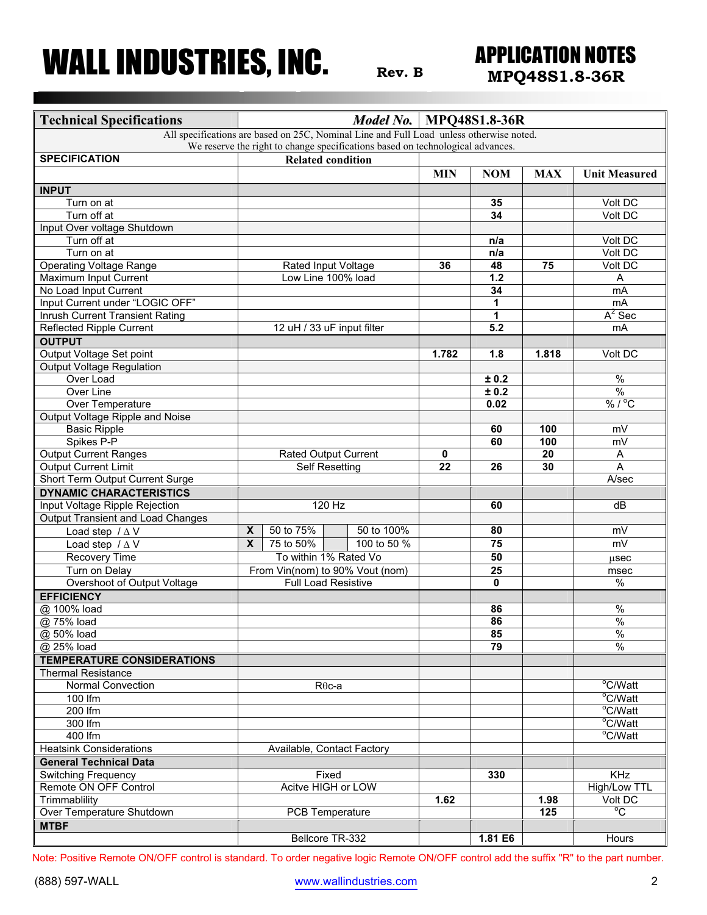# WALL INDUSTRIES, INC.

Rev. B

## APPLICATION NOTES
**MPQ48S1.8-36R**

| Technical Specifications | Model No. | MPQ48S1.8-36R | | | |
|---|---|---|---|---|---|
| All specifications are based on 25C, Nominal Line and Full Load unless otherwise noted. We reserve the right to change specifications based on technological advances. | | | | | |
| **SPECIFICATION** | **Related condition** | | | | |
| | | **MIN** | **NOM** | **MAX** | **Unit Measured** |
| **INPUT** | | | | | |
| Turn on at | | | **35** | | Volt DC |
| Turn off at | | | **34** | | Volt DC |
| Input Over voltage Shutdown | | | | | |
| Turn off at | | | **n/a** | | Volt DC |
| Turn on at | | | **n/a** | | Volt DC |
| Operating Voltage Range | Rated Input Voltage | **36** | **48** | **75** | Volt DC |
| Maximum Input Current | Low Line 100% load | | **1.2** | | A |
| No Load Input Current | | | **34** | | mA |
| Input Current under "LOGIC OFF" | | | **1** | | mA |
| Inrush Current Transient Rating | | | **1** | | $A^2$ Sec |
| Reflected Ripple Current | 12 uH / 33 uF input filter | | **5.2** | | mA |
| **OUTPUT** | | | | | |
| Output Voltage Set point | | **1.782** | **1.8** | **1.818** | Volt DC |
| Output Voltage Regulation | | | | | |
| Over Load | | | **± 0.2** | | % |
| Over Line | | | **± 0.2** | | % |
| Over Temperature | | | **0.02** | | % / °C |
| Output Voltage Ripple and Noise | | | | | |
| Basic Ripple | | | **60** | **100** | mV |
| Spikes P-P | | | **60** | **100** | mV |
| Output Current Ranges | Rated Output Current | **0** | | **20** | A |
| Output Current Limit | Self Resetting | **22** | **26** | **30** | A |
| Short Term Output Current Surge | | | | | A/sec |
| **DYNAMIC CHARACTERISTICS** | | | | | |
| Input Voltage Ripple Rejection | 120 Hz | | **60** | | dB |
| Output Transient and Load Changes | | | | | |
| Load step / Δ V | X 50 to 75% — 50 to 100% | | **80** | | mV |
| Load step / Δ V | X 75 to 50% — 100 to 50 % | | **75** | | mV |
| Recovery Time | To within 1% Rated Vo | | **50** | | µsec |
| Turn on Delay | From Vin(nom) to 90% Vout (nom) | | **25** | | msec |
| Overshoot of Output Voltage | Full Load Resistive | | **0** | | % |
| **EFFICIENCY** | | | | | |
| @ 100% load | | | **86** | | % |
| @ 75% load | | | **86** | | % |
| @ 50% load | | | **85** | | % |
| @ 25% load | | | **79** | | % |
| **TEMPERATURE CONSIDERATIONS** | | | | | |
| Thermal Resistance | | | | | |
| Normal Convection | Rθc-a | | | | °C/Watt |
| 100 lfm | | | | | °C/Watt |
| 200 lfm | | | | | °C/Watt |
| 300 lfm | | | | | °C/Watt |
| 400 lfm | | | | | °C/Watt |
| Heatsink Considerations | Available, Contact Factory | | | | |
| **General Technical Data** | | | | | |
| Switching Frequency | Fixed | | **330** | | KHz |
| Remote ON OFF Control | Acitve HIGH or LOW | | | | High/Low TTL |
| Trimmablility | | **1.62** | | **1.98** | Volt DC |
| Over Temperature Shutdown | PCB Temperature | | | **125** | °C |
| **MTBF** | | | | | |
| | Bellcore TR-332 | | **1.81 E6** | | Hours |

Note: Positive Remote ON/OFF control is standard. To order negative logic Remote ON/OFF control add the suffix "R" to the part number.

(888) 597-WALL www.wallindustries.com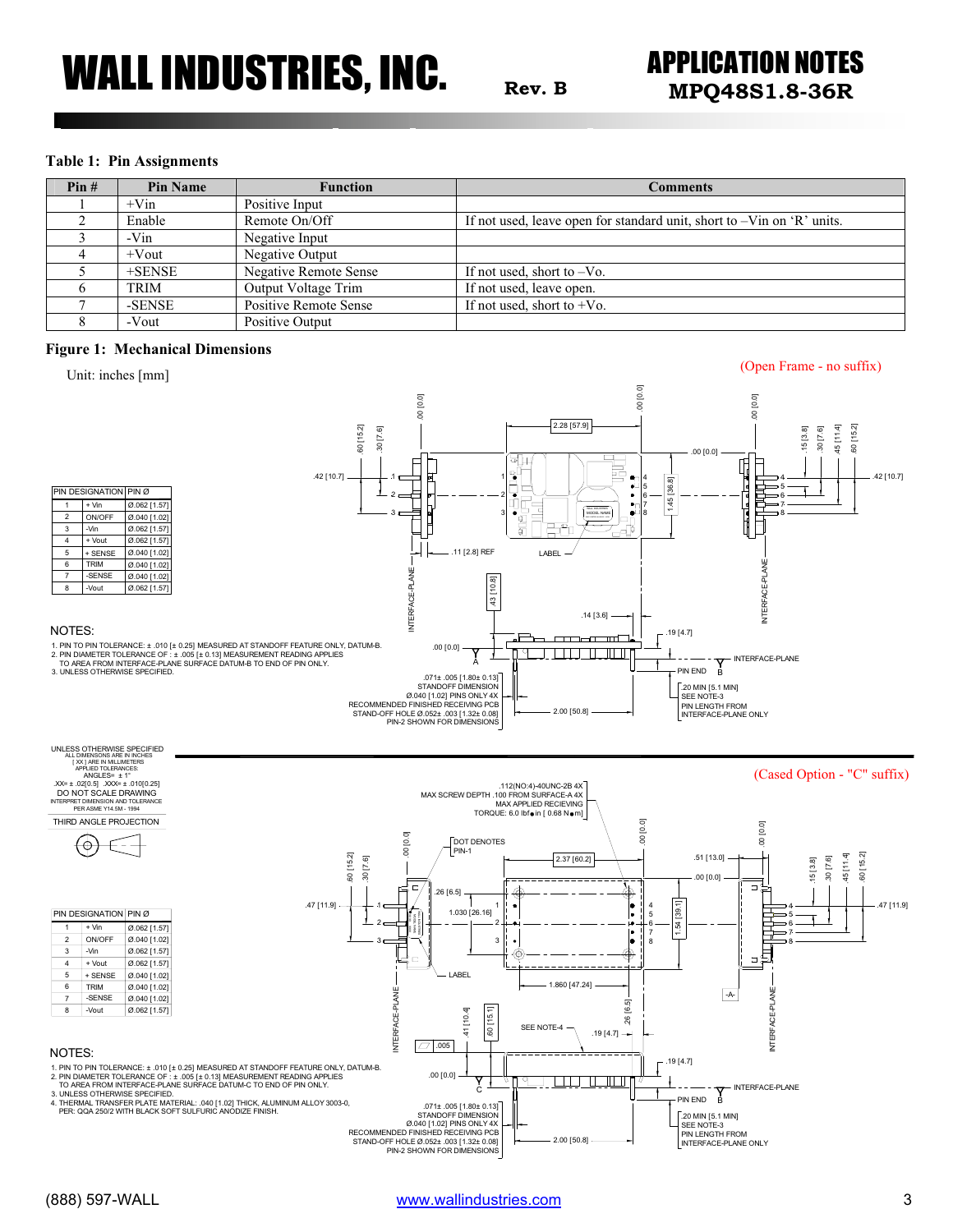**Table 1: Pin Assignments**

| Pin # | Pin Name | Function | Comments |
|---|---|---|---|
| 1 | +Vin | Positive Input | |
| 2 | Enable | Remote On/Off | If not used, leave open for standard unit, short to –Vin on 'R' units. |
| 3 | -Vin | Negative Input | |
| 4 | +Vout | Negative Output | |
| 5 | +SENSE | Negative Remote Sense | If not used, short to –Vo. |
| 6 | TRIM | Output Voltage Trim | If not used, leave open. |
| 7 | -SENSE | Positive Remote Sense | If not used, short to +Vo. |
| 8 | -Vout | Positive Output | |

**Figure 1: Mechanical Dimensions**

Unit: inches [mm]

(Open Frame - no suffix)

| PIN DESIGNATION | | PIN Ø |
|---|---|---|
| 1 | + Vin | Ø.062 [1.57] |
| 2 | ON/OFF | Ø.040 [1.02] |
| 3 | -Vin | Ø.062 [1.57] |
| 4 | + Vout | Ø.062 [1.57] |
| 5 | + SENSE | Ø.040 [1.02] |
| 6 | TRIM | Ø.040 [1.02] |
| 7 | -SENSE | Ø.040 [1.02] |
| 8 | -Vout | Ø.062 [1.57] |

NOTES:
1. PIN TO PIN TOLERANCE: ± .010 [± 0.25] MEASURED AT STANDOFF FEATURE ONLY, DATUM-B.
2. PIN DIAMETER TOLERANCE OF : ± .005 [± 0.13] MEASUREMENT READING APPLIES TO AREA FROM INTERFACE-PLANE SURFACE DATUM-B TO END OF PIN ONLY.
3. UNLESS OTHERWISE SPECIFIED.

.071± .005 [1.80± 0.13] STANDOFF DIMENSION Ø.040 [1.02] PINS ONLY 4X RECOMMENDED FINISHED RECEIVING PCB STAND-OFF HOLE Ø.052± .003 [1.32± 0.08] PIN-2 SHOWN FOR DIMENSIONS

.20 MIN [5.1 MIN] SEE NOTE-3 PIN LENGTH FROM INTERFACE-PLANE ONLY

UNLESS OTHERWISE SPECIFIED
ALL DIMENSIONS ARE IN INCHES
[ XX ] ARE IN MILLIMETERS
APPLIED TOLERANCES:
ANGLES= ± 1°
.XX= ± .02[0.5] .XXX= ± .010[0.25]
DO NOT SCALE DRAWING
INTERPRET DIMENSION AND TOLERANCE PER ASME Y14.5M - 1994

THIRD ANGLE PROJECTION

(Cased Option - "C" suffix)

.112(NO:4)-40UNC-2B 4X MAX SCREW DEPTH .100 FROM SURFACE-A 4X MAX APPLIED RECIEVING TORQUE: 6.0 lbf•in [ 0.68 N•m]

| PIN DESIGNATION | | PIN Ø |
|---|---|---|
| 1 | + Vin | Ø.062 [1.57] |
| 2 | ON/OFF | Ø.040 [1.02] |
| 3 | -Vin | Ø.062 [1.57] |
| 4 | + Vout | Ø.062 [1.57] |
| 5 | + SENSE | Ø.040 [1.02] |
| 6 | TRIM | Ø.040 [1.02] |
| 7 | -SENSE | Ø.040 [1.02] |
| 8 | -Vout | Ø.062 [1.57] |

NOTES:
1. PIN TO PIN TOLERANCE: ± .010 [± 0.25] MEASURED AT STANDOFF FEATURE ONLY, DATUM-B.
2. PIN DIAMETER TOLERANCE OF : ± .005 [± 0.13] MEASUREMENT READING APPLIES TO AREA FROM INTERFACE-PLANE SURFACE DATUM-C TO END OF PIN ONLY.
3. UNLESS OTHERWISE SPECIFIED.
4. THERMAL TRANSFER PLATE MATERIAL: .040 [1.02] THICK, ALUMINUM ALLOY 3003-0, PER: QQA 250/2 WITH BLACK SOFT SULFURIC ANODIZE FINISH.

.071± .005 [1.80± 0.13] STANDOFF DIMENSION Ø.040 [1.02] PINS ONLY 4X RECOMMENDED FINISHED RECEIVING PCB STAND-OFF HOLE Ø.052± .003 [1.32± 0.08] PIN-2 SHOWN FOR DIMENSIONS

.20 MIN [5.1 MIN] SEE NOTE-3 PIN LENGTH FROM INTERFACE-PLANE ONLY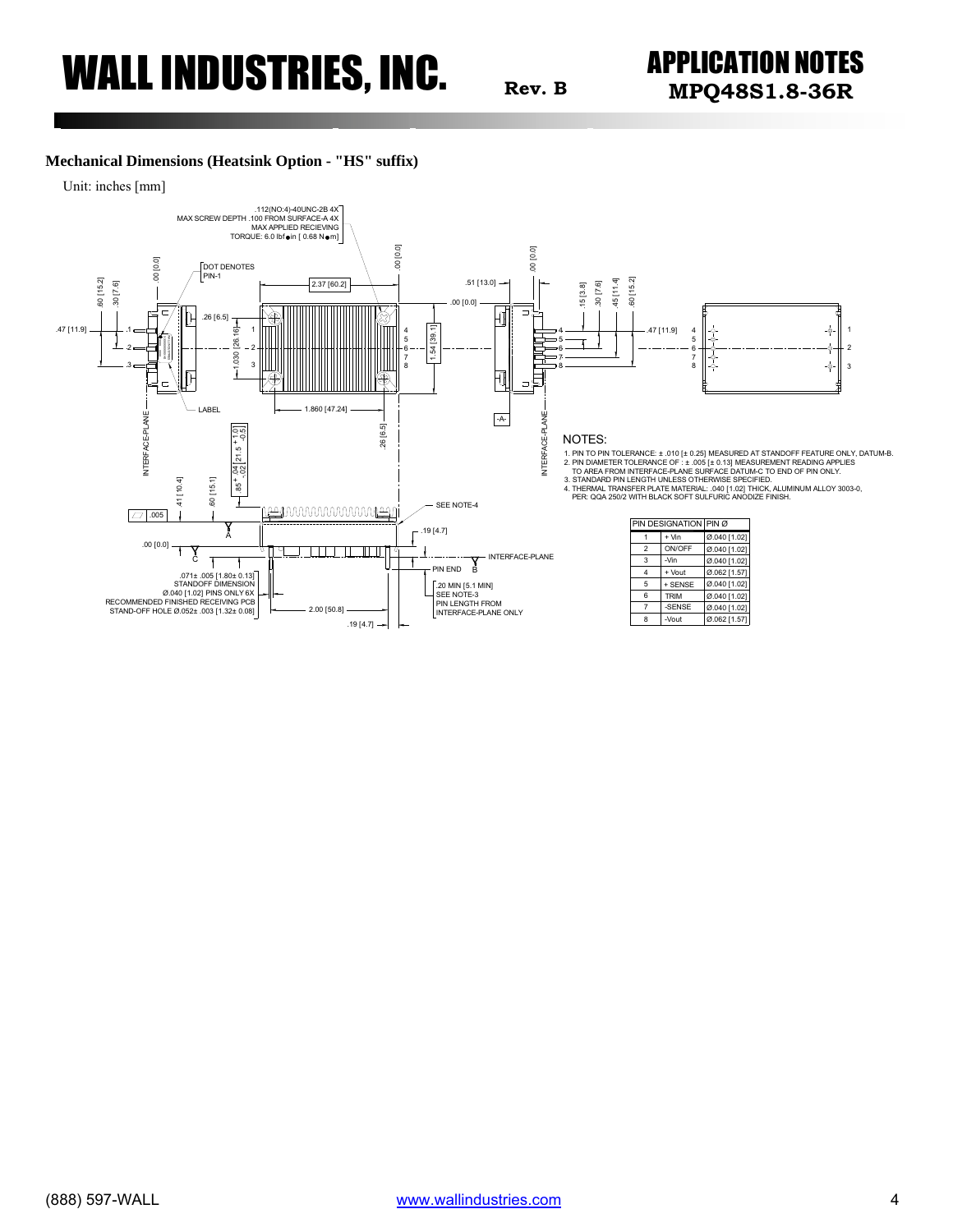## Mechanical Dimensions (Heatsink Option - "HS" suffix)

Unit: inches [mm]

NOTES:

1. PIN TO PIN TOLERANCE: ± .010 [± 0.25] MEASURED AT STANDOFF FEATURE ONLY, DATUM-B.
2. PIN DIAMETER TOLERANCE OF : ± .005 [± 0.13] MEASUREMENT READING APPLIES TO AREA FROM INTERFACE-PLANE SURFACE DATUM-C TO END OF PIN ONLY.
3. STANDARD PIN LENGTH UNLESS OTHERWISE SPECIFIED.
4. THERMAL TRANSFER PLATE MATERIAL: .040 [1.02] THICK, ALUMINUM ALLOY 3003-0, PER: QQA 250/2 WITH BLACK SOFT SULFURIC ANODIZE FINISH.

| PIN DESIGNATION | | PIN Ø |
|---|---|---|
| 1 | + Vin | Ø.040 [1.02] |
| 2 | ON/OFF | Ø.040 [1.02] |
| 3 | -Vin | Ø.040 [1.02] |
| 4 | + Vout | Ø.062 [1.57] |
| 5 | + SENSE | Ø.040 [1.02] |
| 6 | TRIM | Ø.040 [1.02] |
| 7 | -SENSE | Ø.040 [1.02] |
| 8 | -Vout | Ø.062 [1.57] |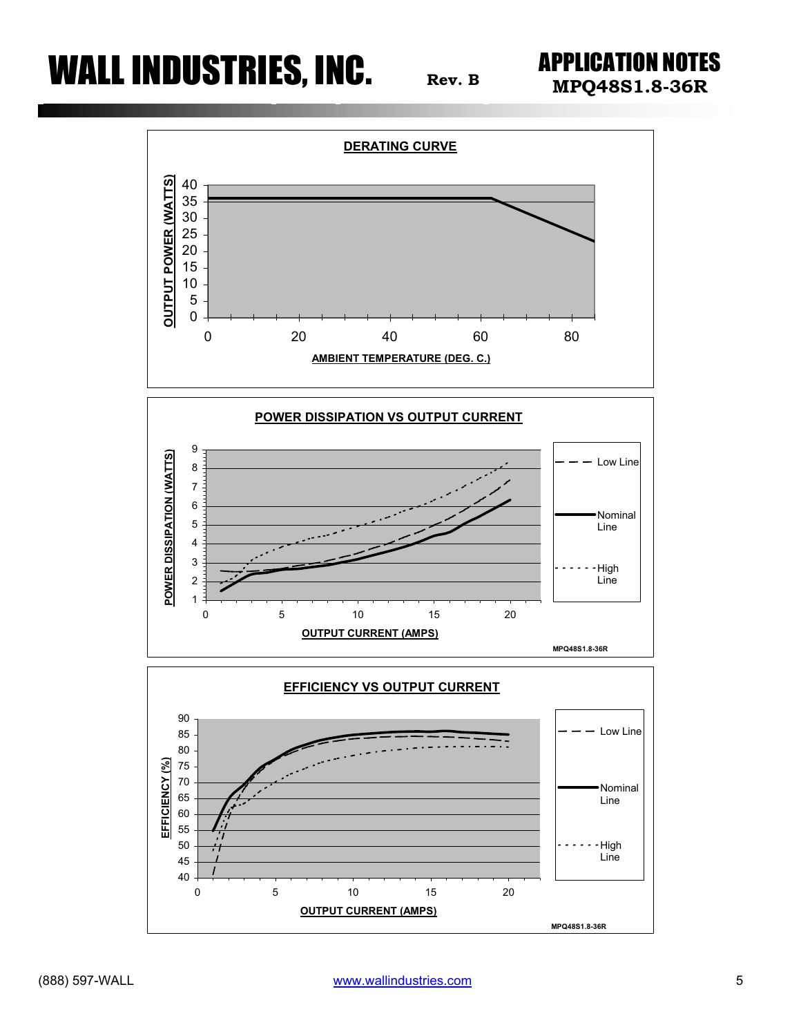# WALL INDUSTRIES, INC.

Rev. B

## APPLICATION NOTES
**MPQ48S1.8-36R**

**DERATING CURVE**

OUTPUT POWER (WATTS)

AMBIENT TEMPERATURE (DEG. C.)

**POWER DISSIPATION VS OUTPUT CURRENT**

POWER DISSIPATION (WATTS)

OUTPUT CURRENT (AMPS)

Low Line
Nominal Line
High Line

MPQ48S1.8-36R

**EFFICIENCY VS OUTPUT CURRENT**

EFFICIENCY (%)

OUTPUT CURRENT (AMPS)

Low Line
Nominal Line
High Line

MPQ48S1.8-36R

(888) 597-WALL www.wallindustries.com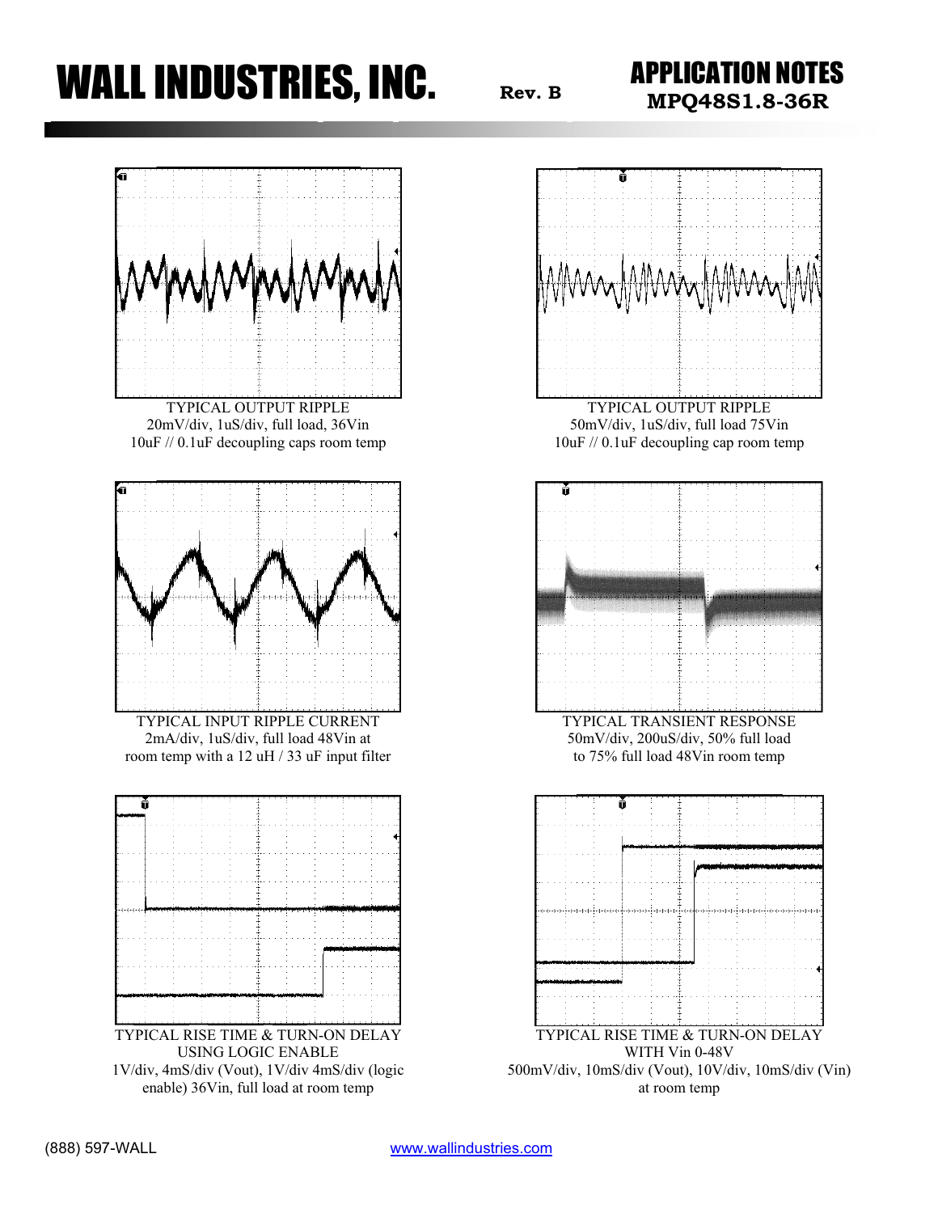TYPICAL OUTPUT RIPPLE
20mV/div, 1uS/div, full load, 36Vin
10uF // 0.1uF decoupling caps room temp

TYPICAL OUTPUT RIPPLE
50mV/div, 1uS/div, full load 75Vin
10uF // 0.1uF decoupling cap room temp

TYPICAL INPUT RIPPLE CURRENT
2mA/div, 1uS/div, full load 48Vin at
room temp with a 12 uH / 33 uF input filter

TYPICAL TRANSIENT RESPONSE
50mV/div, 200uS/div, 50% full load
to 75% full load 48Vin room temp

TYPICAL RISE TIME & TURN-ON DELAY
USING LOGIC ENABLE
1V/div, 4mS/div (Vout), 1V/div 4mS/div (logic
enable) 36Vin, full load at room temp

TYPICAL RISE TIME & TURN-ON DELAY
WITH Vin 0-48V
500mV/div, 10mS/div (Vout), 10V/div, 10mS/div (Vin)
at room temp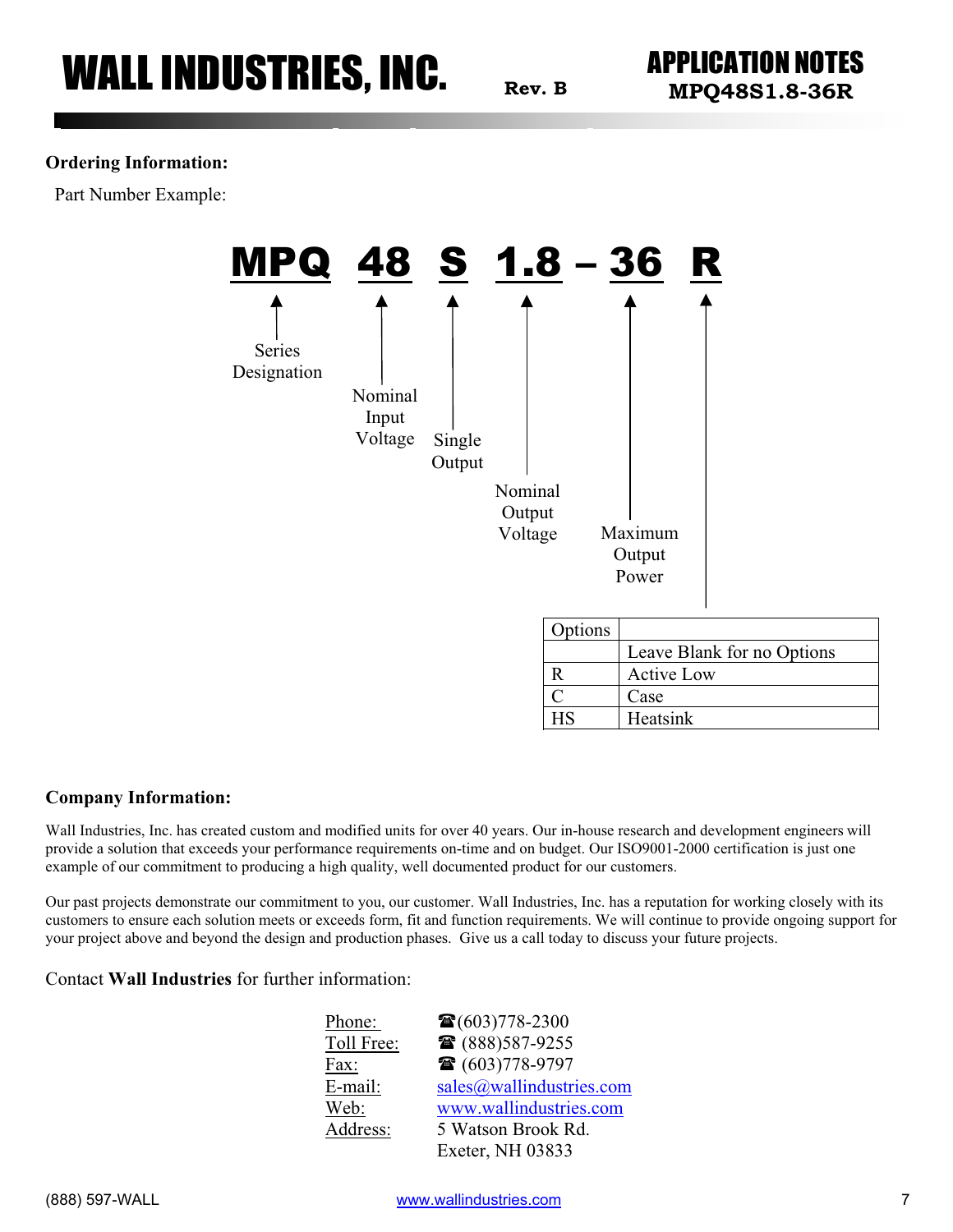## Ordering Information:

Part Number Example:

**MPQ 48 S 1.8 – 36 R**

- MPQ — Series Designation
- 48 — Nominal Input Voltage
- S — Single Output
- 1.8 — Nominal Output Voltage
- 36 — Maximum Output Power
- R — Options

| Options | |
|---|---|
| | Leave Blank for no Options |
| R | Active Low |
| C | Case |
| HS | Heatsink |

## Company Information:

Wall Industries, Inc. has created custom and modified units for over 40 years. Our in-house research and development engineers will provide a solution that exceeds your performance requirements on-time and on budget. Our ISO9001-2000 certification is just one example of our commitment to producing a high quality, well documented product for our customers.

Our past projects demonstrate our commitment to you, our customer. Wall Industries, Inc. has a reputation for working closely with its customers to ensure each solution meets or exceeds form, fit and function requirements. We will continue to provide ongoing support for your project above and beyond the design and production phases. Give us a call today to discuss your future projects.

Contact **Wall Industries** for further information:

| | |
|---|---|
| Phone: | ☎(603)778-2300 |
| Toll Free: | ☎ (888)587-9255 |
| Fax: | ☎ (603)778-9797 |
| E-mail: | sales@wallindustries.com |
| Web: | www.wallindustries.com |
| Address: | 5 Watson Brook Rd.<br>Exeter, NH 03833 |